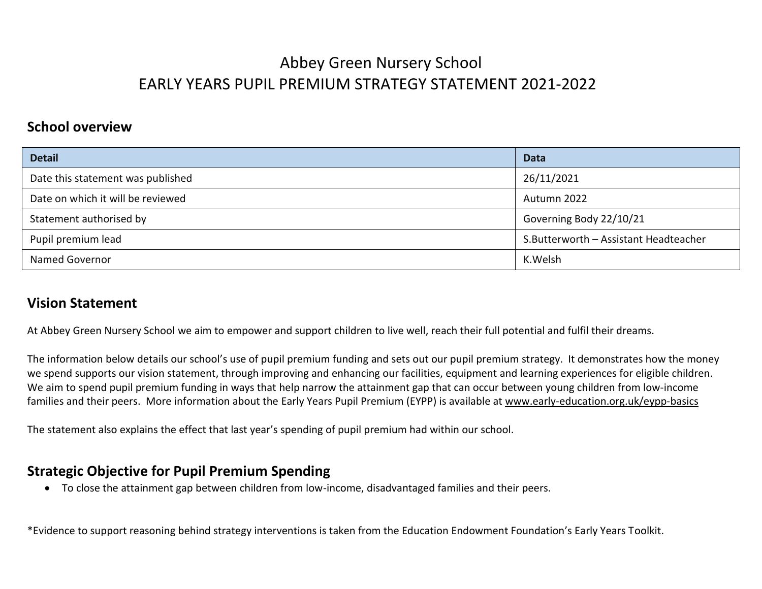# Abbey Green Nursery School
# EARLY YEARS PUPIL PREMIUM STRATEGY STATEMENT 2021-2022

## School overview

| Detail | Data |
| --- | --- |
| Date this statement was published | 26/11/2021 |
| Date on which it will be reviewed | Autumn 2022 |
| Statement authorised by | Governing Body 22/10/21 |
| Pupil premium lead | S.Butterworth – Assistant Headteacher |
| Named Governor | K.Welsh |

## Vision Statement

At Abbey Green Nursery School we aim to empower and support children to live well, reach their full potential and fulfil their dreams.

The information below details our school's use of pupil premium funding and sets out our pupil premium strategy. It demonstrates how the money we spend supports our vision statement, through improving and enhancing our facilities, equipment and learning experiences for eligible children. We aim to spend pupil premium funding in ways that help narrow the attainment gap that can occur between young children from low-income families and their peers. More information about the Early Years Pupil Premium (EYPP) is available at www.early-education.org.uk/eypp-basics

The statement also explains the effect that last year's spending of pupil premium had within our school.

## Strategic Objective for Pupil Premium Spending

- To close the attainment gap between children from low-income, disadvantaged families and their peers.

*Evidence to support reasoning behind strategy interventions is taken from the Education Endowment Foundation's Early Years Toolkit.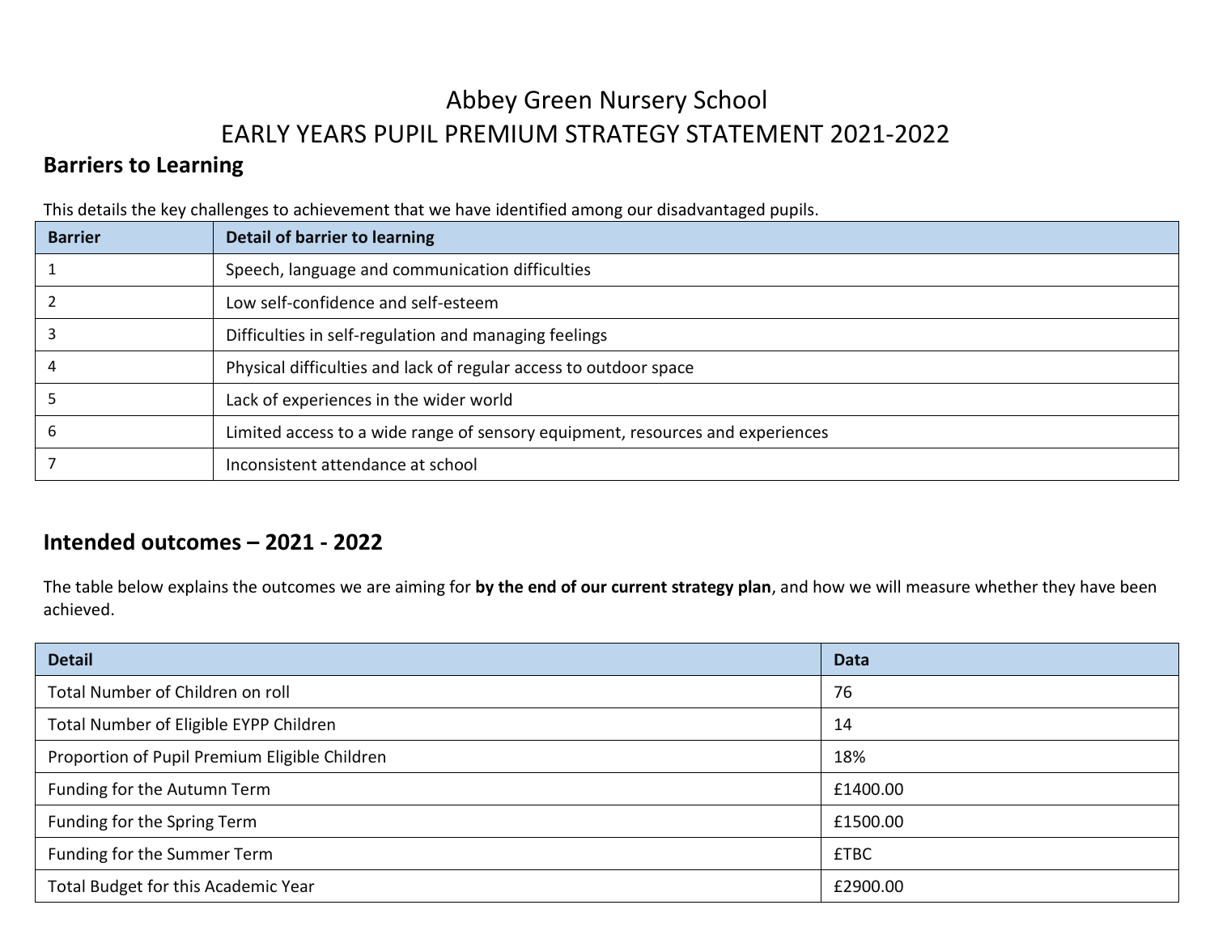# Abbey Green Nursery School

# EARLY YEARS PUPIL PREMIUM STRATEGY STATEMENT 2021-2022

## Barriers to Learning

This details the key challenges to achievement that we have identified among our disadvantaged pupils.

| Barrier | Detail of barrier to learning |
|---|---|
| 1 | Speech, language and communication difficulties |
| 2 | Low self-confidence and self-esteem |
| 3 | Difficulties in self-regulation and managing feelings |
| 4 | Physical difficulties and lack of regular access to outdoor space |
| 5 | Lack of experiences in the wider world |
| 6 | Limited access to a wide range of sensory equipment, resources and experiences |
| 7 | Inconsistent attendance at school |

## Intended outcomes – 2021 - 2022

The table below explains the outcomes we are aiming for **by the end of our current strategy plan**, and how we will measure whether they have been achieved.

| Detail | Data |
|---|---|
| Total Number of Children on roll | 76 |
| Total Number of Eligible EYPP Children | 14 |
| Proportion of Pupil Premium Eligible Children | 18% |
| Funding for the Autumn Term | £1400.00 |
| Funding for the Spring Term | £1500.00 |
| Funding for the Summer Term | £TBC |
| Total Budget for this Academic Year | £2900.00 |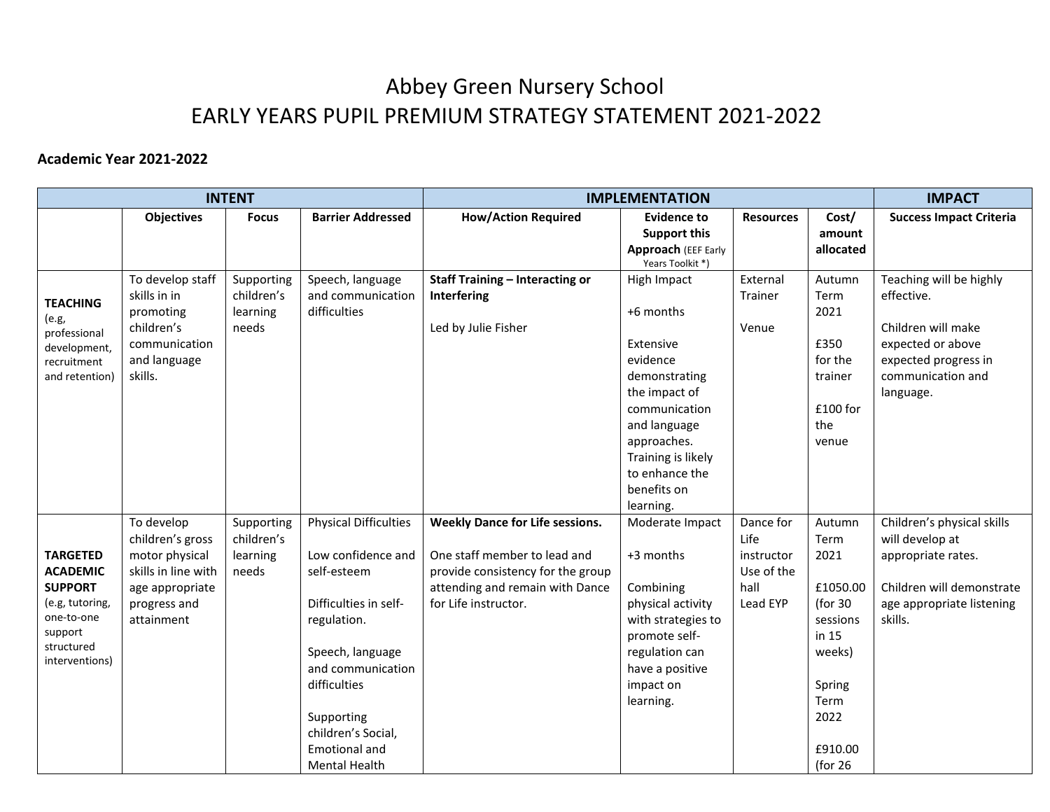# Abbey Green Nursery School
# EARLY YEARS PUPIL PREMIUM STRATEGY STATEMENT 2021-2022

**Academic Year 2021-2022**

| INTENT | | | | IMPLEMENTATION | | | | IMPACT |
|---|---|---|---|---|---|---|---|---|
| | **Objectives** | **Focus** | **Barrier Addressed** | **How/Action Required** | **Evidence to Support this Approach** (EEF Early Years Toolkit *) | **Resources** | **Cost/ amount allocated** | **Success Impact Criteria** |
| **TEACHING** (e.g, professional development, recruitment and retention) | To develop staff skills in in promoting children's communication and language skills. | Supporting children's learning needs | Speech, language and communication difficulties | **Staff Training – Interacting or Interfering**<br><br>Led by Julie Fisher | High Impact<br><br>+6 months<br><br>Extensive evidence demonstrating the impact of communication and language approaches. Training is likely to enhance the benefits on learning. | External Trainer<br><br>Venue | Autumn Term 2021<br><br>£350 for the trainer<br><br>£100 for the venue | Teaching will be highly effective.<br><br>Children will make expected or above expected progress in communication and language. |
| **TARGETED ACADEMIC SUPPORT** (e.g, tutoring, one-to-one support structured interventions) | To develop children's gross motor physical skills in line with age appropriate progress and attainment | Supporting children's learning needs | Physical Difficulties<br><br>Low confidence and self-esteem<br><br>Difficulties in self-regulation.<br><br>Speech, language and communication difficulties<br><br>Supporting children's Social, Emotional and Mental Health | **Weekly Dance for Life sessions.**<br><br>One staff member to lead and provide consistency for the group attending and remain with Dance for Life instructor. | Moderate Impact<br><br>+3 months<br><br>Combining physical activity with strategies to promote self-regulation can have a positive impact on learning. | Dance for Life instructor<br>Use of the hall<br>Lead EYP | Autumn Term 2021<br><br>£1050.00 (for 30 sessions in 15 weeks)<br><br>Spring Term 2022<br><br>£910.00 (for 26 | Children's physical skills will develop at appropriate rates.<br><br>Children will demonstrate age appropriate listening skills. |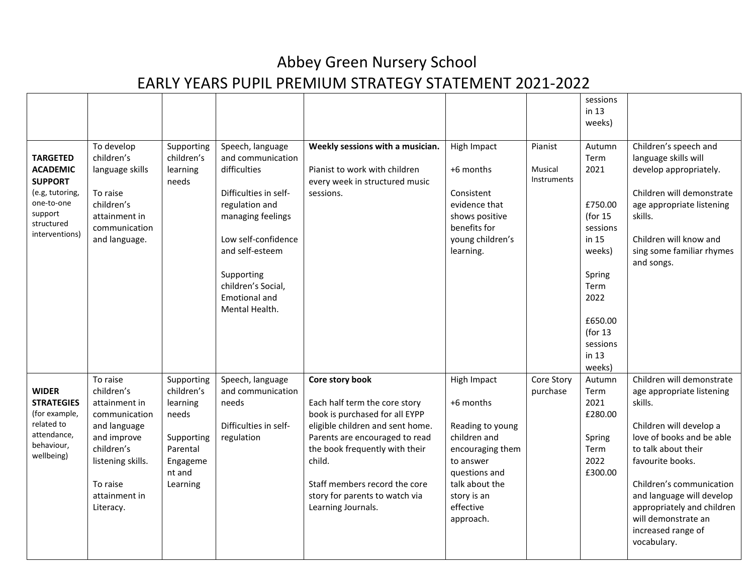# Abbey Green Nursery School

## EARLY YEARS PUPIL PREMIUM STRATEGY STATEMENT 2021-2022

| | | | | | | | | |
|---|---|---|---|---|---|---|---|---|
| | | | | | | | sessions in 13 weeks) | |
| **TARGETED ACADEMIC SUPPORT** (e.g, tutoring, one-to-one support structured interventions) | To develop children's language skills<br><br>To raise children's attainment in communication and language. | Supporting children's learning needs | Speech, language and communication difficulties<br><br>Difficulties in self-regulation and managing feelings<br><br>Low self-confidence and self-esteem<br><br>Supporting children's Social, Emotional and Mental Health. | **Weekly sessions with a musician.**<br><br>Pianist to work with children every week in structured music sessions. | High Impact<br><br>+6 months<br><br>Consistent evidence that shows positive benefits for young children's learning. | Pianist<br><br>Musical Instruments | Autumn Term 2021<br><br>£750.00 (for 15 sessions in 15 weeks)<br><br>Spring Term 2022<br><br>£650.00 (for 13 sessions in 13 weeks) | Children's speech and language skills will develop appropriately.<br><br>Children will demonstrate age appropriate listening skills.<br><br>Children will know and sing some familiar rhymes and songs. |
| **WIDER STRATEGIES** (for example, related to attendance, behaviour, wellbeing) | To raise children's attainment in communication and language and improve children's listening skills.<br><br>To raise attainment in Literacy. | Supporting children's learning needs<br><br>Supporting Parental Engagement and Learning | Speech, language and communication needs<br><br>Difficulties in self-regulation | **Core story book**<br><br>Each half term the core story book is purchased for all EYPP eligible children and sent home. Parents are encouraged to read the book frequently with their child.<br><br>Staff members record the core story for parents to watch via Learning Journals. | High Impact<br><br>+6 months<br><br>Reading to young children and encouraging them to answer questions and talk about the story is an effective approach. | Core Story purchase | Autumn Term 2021 £280.00<br><br>Spring Term 2022 £300.00 | Children will demonstrate age appropriate listening skills.<br><br>Children will develop a love of books and be able to talk about their favourite books.<br><br>Children's communication and language will develop appropriately and children will demonstrate an increased range of vocabulary. |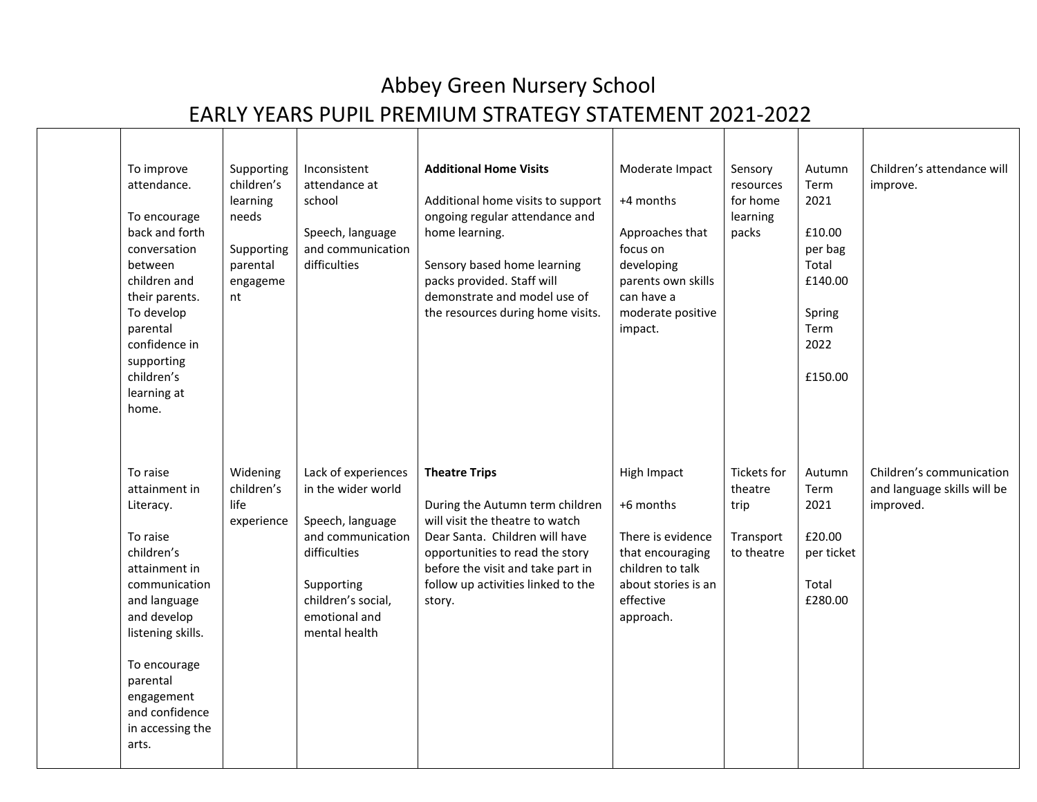# Abbey Green Nursery School

## EARLY YEARS PUPIL PREMIUM STRATEGY STATEMENT 2021-2022

| | | | | | | | | |
|---|---|---|---|---|---|---|---|---|
| | To improve attendance.<br><br>To encourage back and forth conversation between children and their parents. To develop parental confidence in supporting children's learning at home. | Supporting children's learning needs<br><br>Supporting parental engagement | Inconsistent attendance at school<br><br>Speech, language and communication difficulties | **Additional Home Visits**<br><br>Additional home visits to support ongoing regular attendance and home learning.<br><br>Sensory based home learning packs provided. Staff will demonstrate and model use of the resources during home visits. | Moderate Impact<br><br>+4 months<br><br>Approaches that focus on developing parents own skills can have a moderate positive impact. | Sensory resources for home learning packs | Autumn Term 2021<br><br>£10.00 per bag Total £140.00<br><br>Spring Term 2022<br><br>£150.00 | Children's attendance will improve. |
| | To raise attainment in Literacy.<br><br>To raise children's attainment in communication and language and develop listening skills.<br><br>To encourage parental engagement and confidence in accessing the arts. | Widening children's life experience | Lack of experiences in the wider world<br><br>Speech, language and communication difficulties<br><br>Supporting children's social, emotional and mental health | **Theatre Trips**<br><br>During the Autumn term children will visit the theatre to watch Dear Santa. Children will have opportunities to read the story before the visit and take part in follow up activities linked to the story. | High Impact<br><br>+6 months<br><br>There is evidence that encouraging children to talk about stories is an effective approach. | Tickets for theatre trip<br><br>Transport to theatre | Autumn Term 2021<br><br>£20.00 per ticket<br><br>Total £280.00 | Children's communication and language skills will be improved. |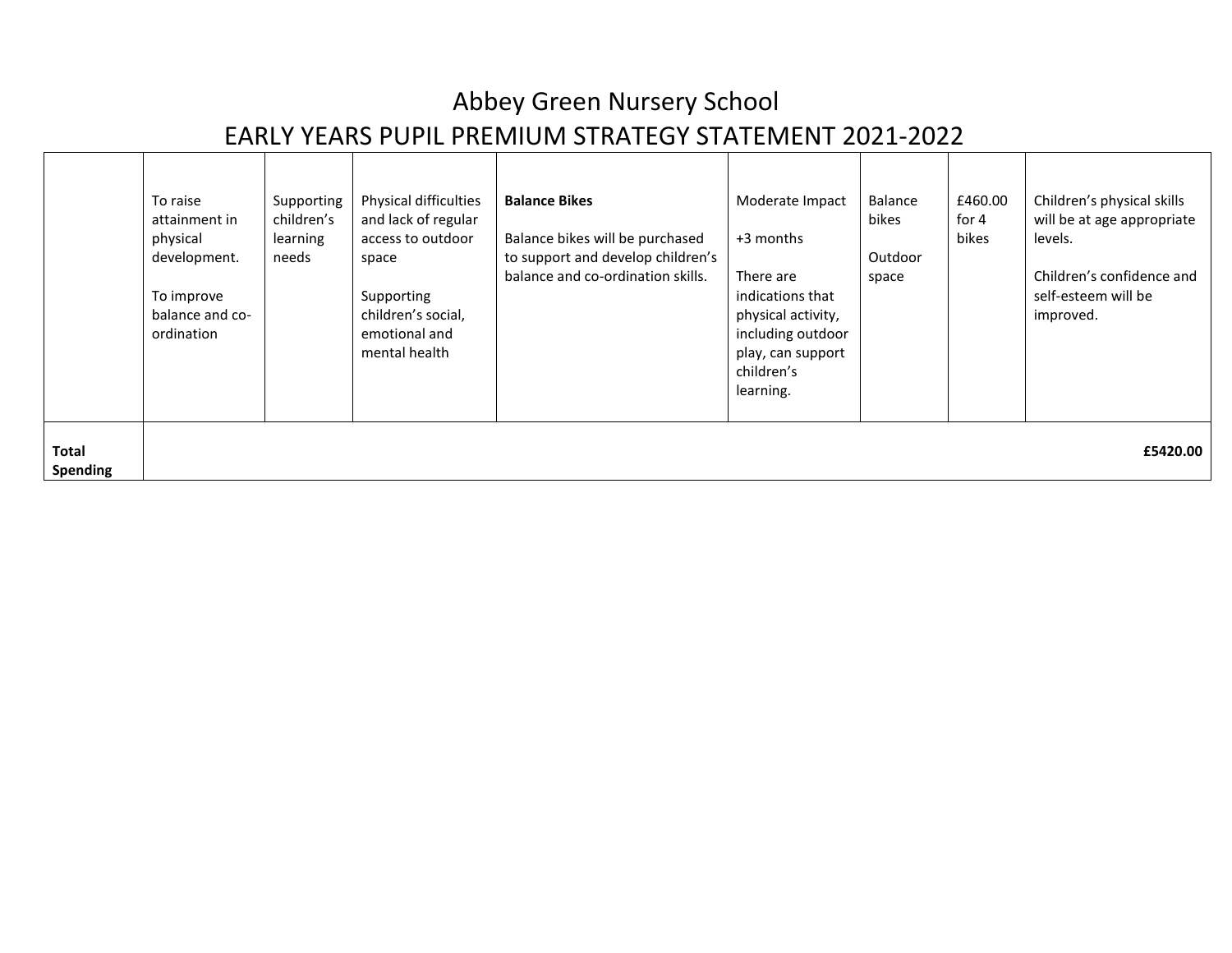# Abbey Green Nursery School

## EARLY YEARS PUPIL PREMIUM STRATEGY STATEMENT 2021-2022

| | | | | | | | | |
|---|---|---|---|---|---|---|---|---|
| | To raise attainment in physical development.<br><br>To improve balance and co-ordination | Supporting children's learning needs | Physical difficulties and lack of regular access to outdoor space<br><br>Supporting children's social, emotional and mental health | **Balance Bikes**<br><br>Balance bikes will be purchased to support and develop children's balance and co-ordination skills. | Moderate Impact<br><br>+3 months<br><br>There are indications that physical activity, including outdoor play, can support children's learning. | Balance bikes<br><br>Outdoor space | £460.00 for 4 bikes | Children's physical skills will be at age appropriate levels.<br><br>Children's confidence and self-esteem will be improved. |
| **Total Spending** | | | | | | | | **£5420.00** |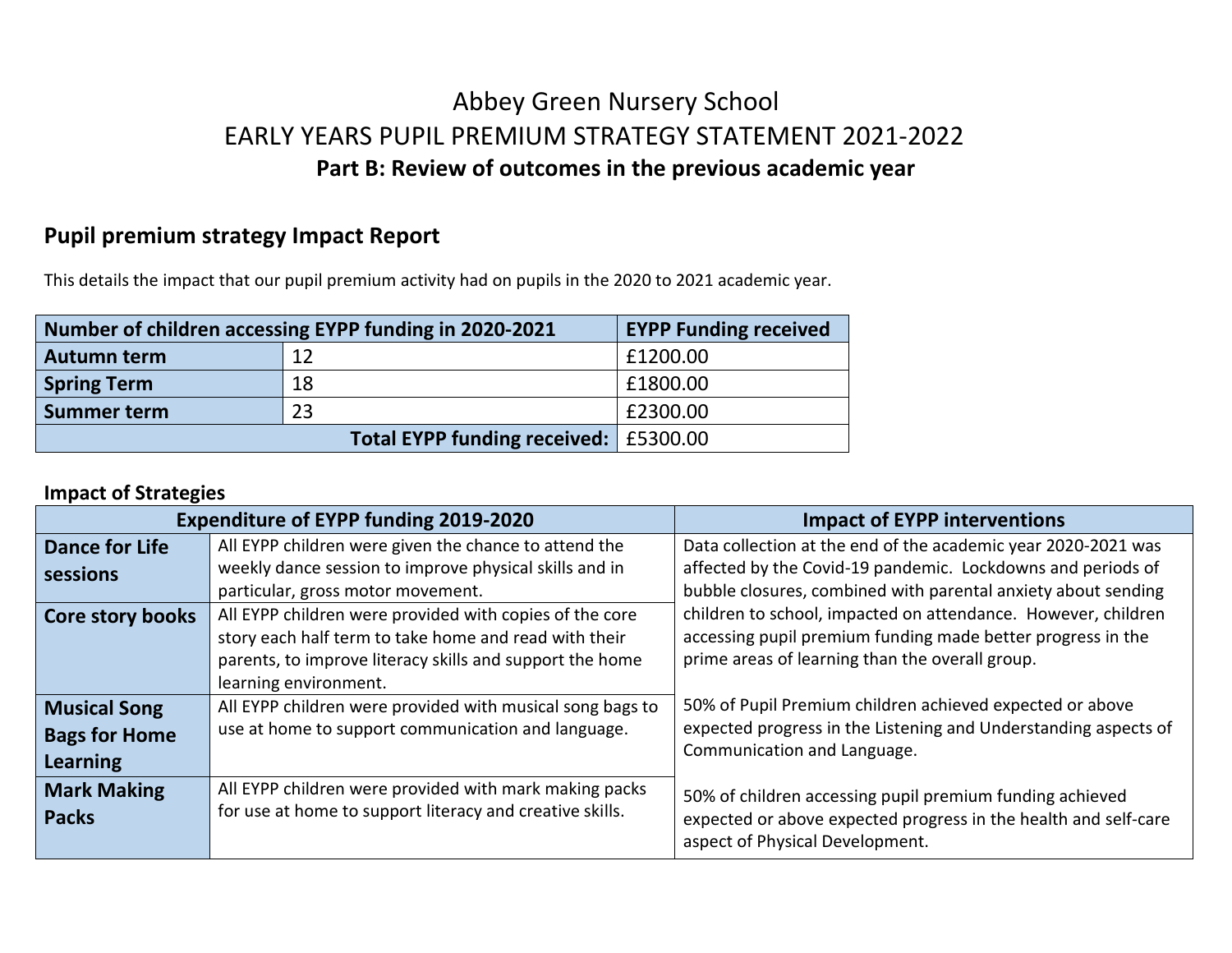# Abbey Green Nursery School
# EARLY YEARS PUPIL PREMIUM STRATEGY STATEMENT 2021-2022
## Part B: Review of outcomes in the previous academic year

## Pupil premium strategy Impact Report

This details the impact that our pupil premium activity had on pupils in the 2020 to 2021 academic year.

| Number of children accessing EYPP funding in 2020-2021 | | EYPP Funding received |
|---|---|---|
| **Autumn term** | 12 | £1200.00 |
| **Spring Term** | 18 | £1800.00 |
| **Summer term** | 23 | £2300.00 |
| | **Total EYPP funding received:** | £5300.00 |

### Impact of Strategies

| Expenditure of EYPP funding 2019-2020 | | Impact of EYPP interventions |
|---|---|---|
| **Dance for Life sessions** | All EYPP children were given the chance to attend the weekly dance session to improve physical skills and in particular, gross motor movement. | Data collection at the end of the academic year 2020-2021 was affected by the Covid-19 pandemic. Lockdowns and periods of bubble closures, combined with parental anxiety about sending children to school, impacted on attendance. However, children accessing pupil premium funding made better progress in the prime areas of learning than the overall group.<br><br>50% of Pupil Premium children achieved expected or above expected progress in the Listening and Understanding aspects of Communication and Language.<br><br>50% of children accessing pupil premium funding achieved expected or above expected progress in the health and self-care aspect of Physical Development. |
| **Core story books** | All EYPP children were provided with copies of the core story each half term to take home and read with their parents, to improve literacy skills and support the home learning environment. | |
| **Musical Song Bags for Home Learning** | All EYPP children were provided with musical song bags to use at home to support communication and language. | |
| **Mark Making Packs** | All EYPP children were provided with mark making packs for use at home to support literacy and creative skills. | |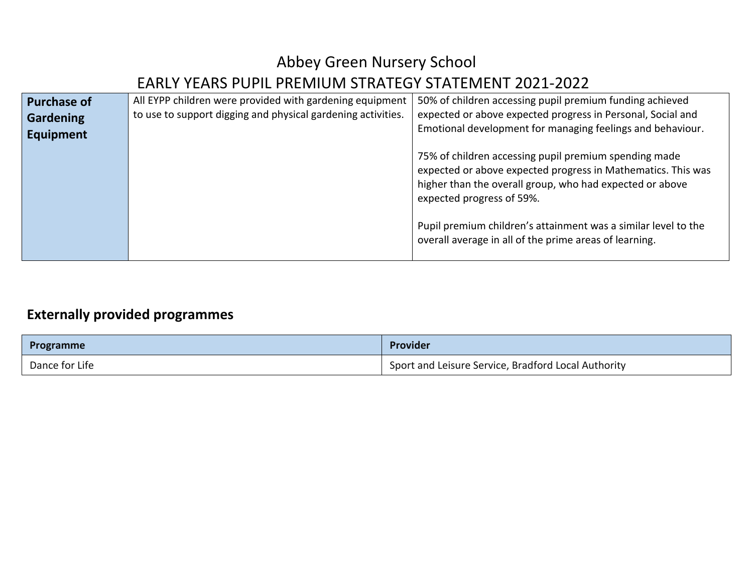# Abbey Green Nursery School

## EARLY YEARS PUPIL PREMIUM STRATEGY STATEMENT 2021-2022

| | | |
|---|---|---|
| **Purchase of Gardening Equipment** | All EYPP children were provided with gardening equipment to use to support digging and physical gardening activities. | 50% of children accessing pupil premium funding achieved expected or above expected progress in Personal, Social and Emotional development for managing feelings and behaviour.<br><br>75% of children accessing pupil premium spending made expected or above expected progress in Mathematics. This was higher than the overall group, who had expected or above expected progress of 59%.<br><br>Pupil premium children's attainment was a similar level to the overall average in all of the prime areas of learning. |

## Externally provided programmes

| Programme | Provider |
|---|---|
| Dance for Life | Sport and Leisure Service, Bradford Local Authority |